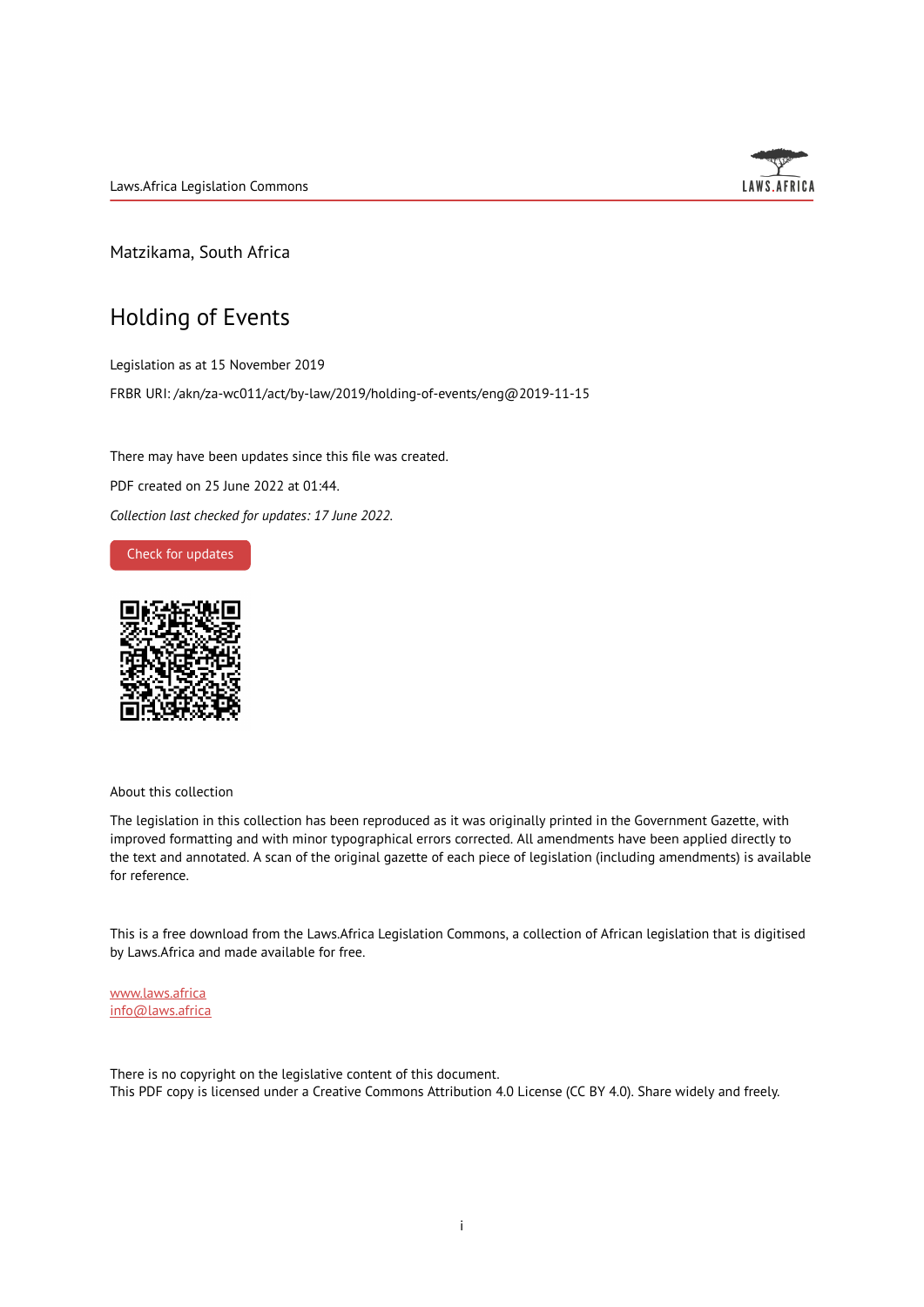Matzikama, South Africa

# Holding of Events

Legislation as at 15 November 2019

FRBR URI: /akn/za-wc011/act/by-law/2019/holding-of-events/eng@2019-11-15

There may have been updates since this file was created.

PDF created on 25 June 2022 at 01:44.

*Collection last checked for updates: 17 June 2022.*

Check for updates

About this collection

The legislation in this collection has been reproduced as it was originally printed in the Government Gazette, with improved formatting and with minor typographical errors corrected. All amendments have been applied directly to the text and annotated. A scan of the original gazette of each piece of legislation (including amendments) is available for reference.

This is a free download from the Laws.Africa Legislation Commons, a collection of African legislation that is digitised by Laws.Africa and made available for free.

www.laws.africa
info@laws.africa

There is no copyright on the legislative content of this document.
This PDF copy is licensed under a Creative Commons Attribution 4.0 License (CC BY 4.0). Share widely and freely.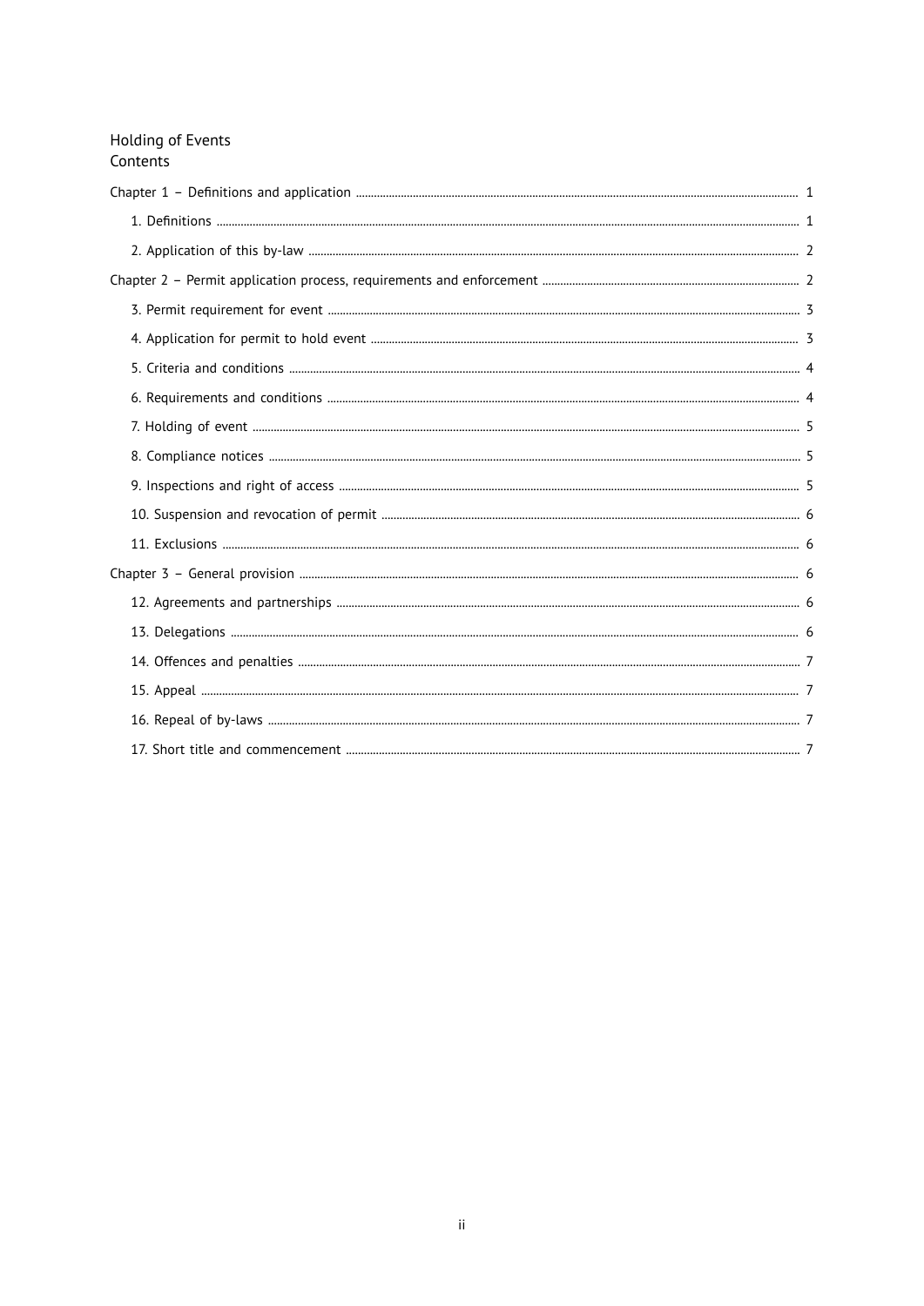# Holding of Events

## Contents

- Chapter 1 – Definitions and application ... 1
  - 1. Definitions ... 1
  - 2. Application of this by-law ... 2
- Chapter 2 – Permit application process, requirements and enforcement ... 2
  - 3. Permit requirement for event ... 3
  - 4. Application for permit to hold event ... 3
  - 5. Criteria and conditions ... 4
  - 6. Requirements and conditions ... 4
  - 7. Holding of event ... 5
  - 8. Compliance notices ... 5
  - 9. Inspections and right of access ... 5
  - 10. Suspension and revocation of permit ... 6
  - 11. Exclusions ... 6
- Chapter 3 – General provision ... 6
  - 12. Agreements and partnerships ... 6
  - 13. Delegations ... 6
  - 14. Offences and penalties ... 7
  - 15. Appeal ... 7
  - 16. Repeal of by-laws ... 7
  - 17. Short title and commencement ... 7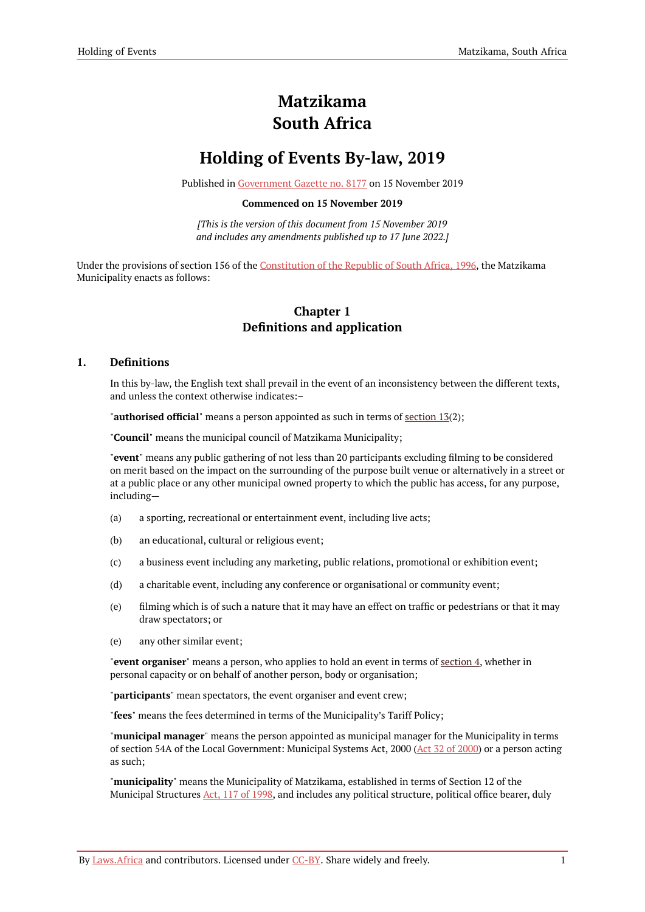# Matzikama
# South Africa

# Holding of Events By-law, 2019

Published in Government Gazette no. 8177 on 15 November 2019

**Commenced on 15 November 2019**

*[This is the version of this document from 15 November 2019 and includes any amendments published up to 17 June 2022.]*

Under the provisions of section 156 of the Constitution of the Republic of South Africa, 1996, the Matzikama Municipality enacts as follows:

## Chapter 1
## Definitions and application

### 1. Definitions

In this by-law, the English text shall prevail in the event of an inconsistency between the different texts, and unless the context otherwise indicates:–

"**authorised official**" means a person appointed as such in terms of section 13(2);

"**Council**" means the municipal council of Matzikama Municipality;

"**event**" means any public gathering of not less than 20 participants excluding filming to be considered on merit based on the impact on the surrounding of the purpose built venue or alternatively in a street or at a public place or any other municipal owned property to which the public has access, for any purpose, including—

(a) a sporting, recreational or entertainment event, including live acts;

(b) an educational, cultural or religious event;

(c) a business event including any marketing, public relations, promotional or exhibition event;

(d) a charitable event, including any conference or organisational or community event;

(e) filming which is of such a nature that it may have an effect on traffic or pedestrians or that it may draw spectators; or

(e) any other similar event;

"**event organiser**" means a person, who applies to hold an event in terms of section 4, whether in personal capacity or on behalf of another person, body or organisation;

"**participants**" mean spectators, the event organiser and event crew;

"**fees**" means the fees determined in terms of the Municipality's Tariff Policy;

"**municipal manager**" means the person appointed as municipal manager for the Municipality in terms of section 54A of the Local Government: Municipal Systems Act, 2000 (Act 32 of 2000) or a person acting as such;

"**municipality**" means the Municipality of Matzikama, established in terms of Section 12 of the Municipal Structures Act, 117 of 1998, and includes any political structure, political office bearer, duly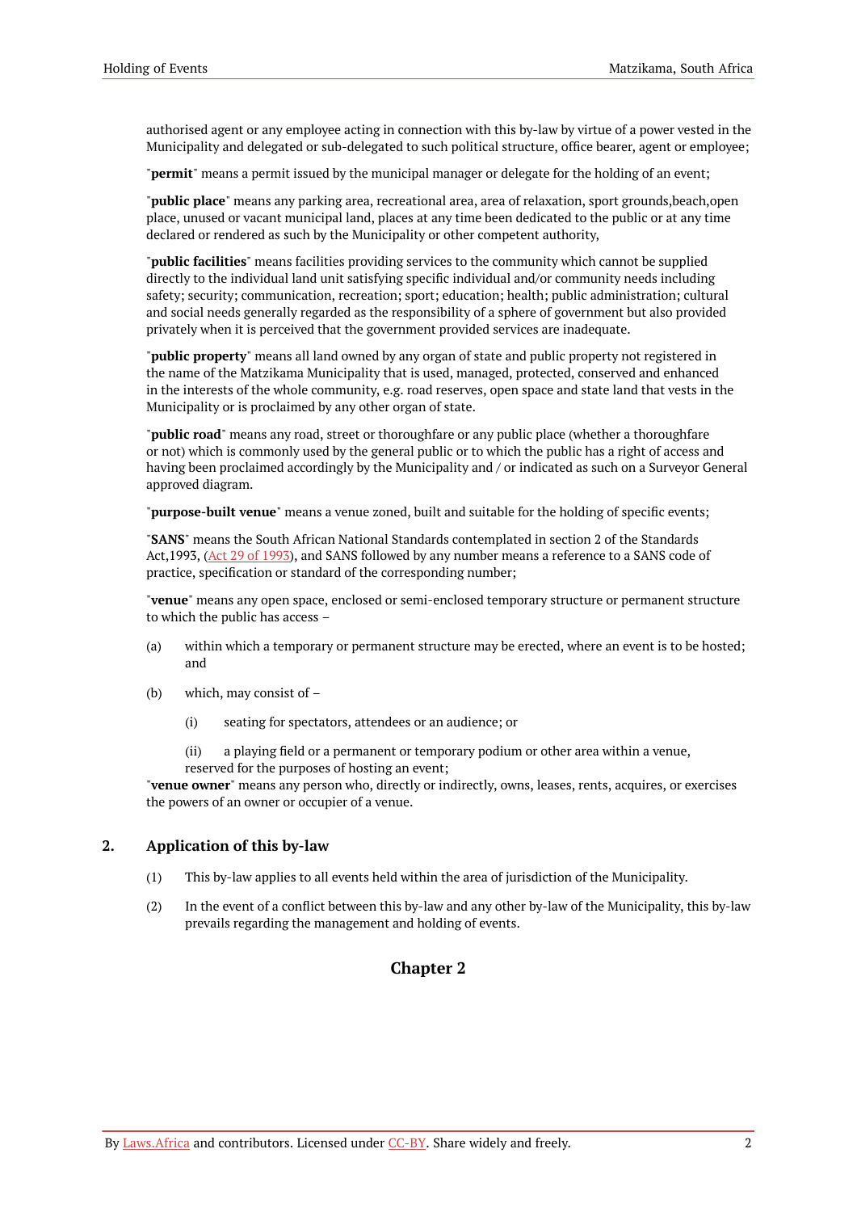authorised agent or any employee acting in connection with this by-law by virtue of a power vested in the Municipality and delegated or sub-delegated to such political structure, office bearer, agent or employee;

"**permit**" means a permit issued by the municipal manager or delegate for the holding of an event;

"**public place**" means any parking area, recreational area, area of relaxation, sport grounds,beach,open place, unused or vacant municipal land, places at any time been dedicated to the public or at any time declared or rendered as such by the Municipality or other competent authority,

"**public facilities**" means facilities providing services to the community which cannot be supplied directly to the individual land unit satisfying specific individual and/or community needs including safety; security; communication, recreation; sport; education; health; public administration; cultural and social needs generally regarded as the responsibility of a sphere of government but also provided privately when it is perceived that the government provided services are inadequate.

"**public property**" means all land owned by any organ of state and public property not registered in the name of the Matzikama Municipality that is used, managed, protected, conserved and enhanced in the interests of the whole community, e.g. road reserves, open space and state land that vests in the Municipality or is proclaimed by any other organ of state.

"**public road**" means any road, street or thoroughfare or any public place (whether a thoroughfare or not) which is commonly used by the general public or to which the public has a right of access and having been proclaimed accordingly by the Municipality and / or indicated as such on a Surveyor General approved diagram.

"**purpose-built venue**" means a venue zoned, built and suitable for the holding of specific events;

"**SANS**" means the South African National Standards contemplated in section 2 of the Standards Act,1993, (Act 29 of 1993), and SANS followed by any number means a reference to a SANS code of practice, specification or standard of the corresponding number;

"**venue**" means any open space, enclosed or semi-enclosed temporary structure or permanent structure to which the public has access –

(a) within which a temporary or permanent structure may be erected, where an event is to be hosted; and

(b) which, may consist of –

(i) seating for spectators, attendees or an audience; or

(ii) a playing field or a permanent or temporary podium or other area within a venue, reserved for the purposes of hosting an event;

"**venue owner**" means any person who, directly or indirectly, owns, leases, rents, acquires, or exercises the powers of an owner or occupier of a venue.

## 2. Application of this by-law

(1) This by-law applies to all events held within the area of jurisdiction of the Municipality.

(2) In the event of a conflict between this by-law and any other by-law of the Municipality, this by-law prevails regarding the management and holding of events.

## Chapter 2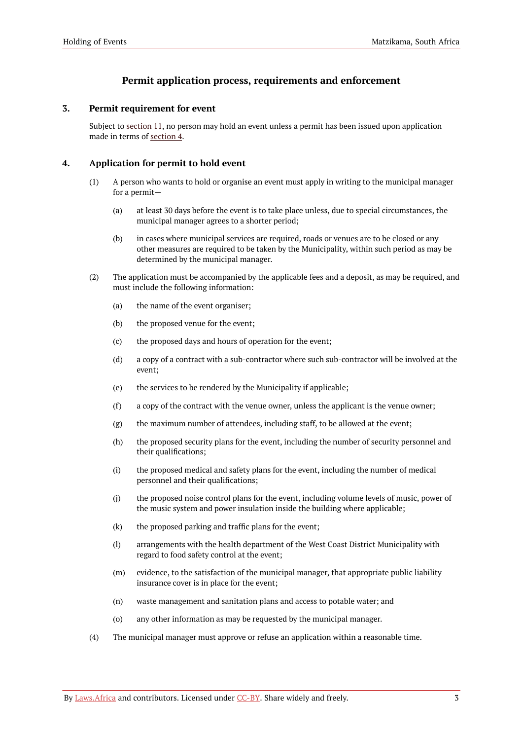## Permit application process, requirements and enforcement

### 3. Permit requirement for event

Subject to section 11, no person may hold an event unless a permit has been issued upon application made in terms of section 4.

### 4. Application for permit to hold event

(1) A person who wants to hold or organise an event must apply in writing to the municipal manager for a permit—

(a) at least 30 days before the event is to take place unless, due to special circumstances, the municipal manager agrees to a shorter period;

(b) in cases where municipal services are required, roads or venues are to be closed or any other measures are required to be taken by the Municipality, within such period as may be determined by the municipal manager.

(2) The application must be accompanied by the applicable fees and a deposit, as may be required, and must include the following information:

(a) the name of the event organiser;

(b) the proposed venue for the event;

(c) the proposed days and hours of operation for the event;

(d) a copy of a contract with a sub-contractor where such sub-contractor will be involved at the event;

(e) the services to be rendered by the Municipality if applicable;

(f) a copy of the contract with the venue owner, unless the applicant is the venue owner;

(g) the maximum number of attendees, including staff, to be allowed at the event;

(h) the proposed security plans for the event, including the number of security personnel and their qualifications;

(i) the proposed medical and safety plans for the event, including the number of medical personnel and their qualifications;

(j) the proposed noise control plans for the event, including volume levels of music, power of the music system and power insulation inside the building where applicable;

(k) the proposed parking and traffic plans for the event;

(l) arrangements with the health department of the West Coast District Municipality with regard to food safety control at the event;

(m) evidence, to the satisfaction of the municipal manager, that appropriate public liability insurance cover is in place for the event;

(n) waste management and sanitation plans and access to potable water; and

(o) any other information as may be requested by the municipal manager.

(4) The municipal manager must approve or refuse an application within a reasonable time.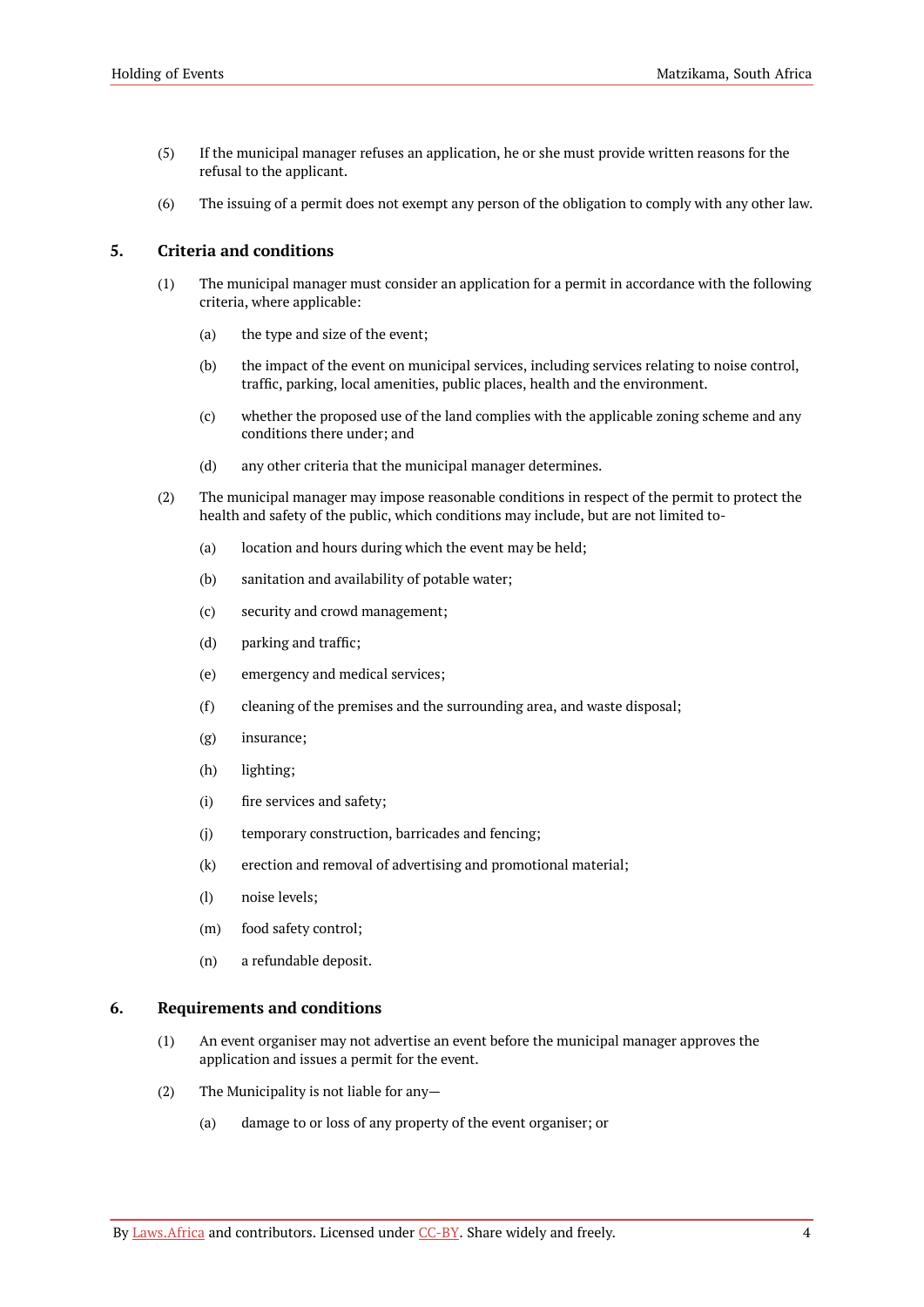(5) If the municipal manager refuses an application, he or she must provide written reasons for the refusal to the applicant.

(6) The issuing of a permit does not exempt any person of the obligation to comply with any other law.

## 5. Criteria and conditions

(1) The municipal manager must consider an application for a permit in accordance with the following criteria, where applicable:

  (a) the type and size of the event;

  (b) the impact of the event on municipal services, including services relating to noise control, traffic, parking, local amenities, public places, health and the environment.

  (c) whether the proposed use of the land complies with the applicable zoning scheme and any conditions there under; and

  (d) any other criteria that the municipal manager determines.

(2) The municipal manager may impose reasonable conditions in respect of the permit to protect the health and safety of the public, which conditions may include, but are not limited to-

  (a) location and hours during which the event may be held;

  (b) sanitation and availability of potable water;

  (c) security and crowd management;

  (d) parking and traffic;

  (e) emergency and medical services;

  (f) cleaning of the premises and the surrounding area, and waste disposal;

  (g) insurance;

  (h) lighting;

  (i) fire services and safety;

  (j) temporary construction, barricades and fencing;

  (k) erection and removal of advertising and promotional material;

  (l) noise levels;

  (m) food safety control;

  (n) a refundable deposit.

## 6. Requirements and conditions

(1) An event organiser may not advertise an event before the municipal manager approves the application and issues a permit for the event.

(2) The Municipality is not liable for any—

  (a) damage to or loss of any property of the event organiser; or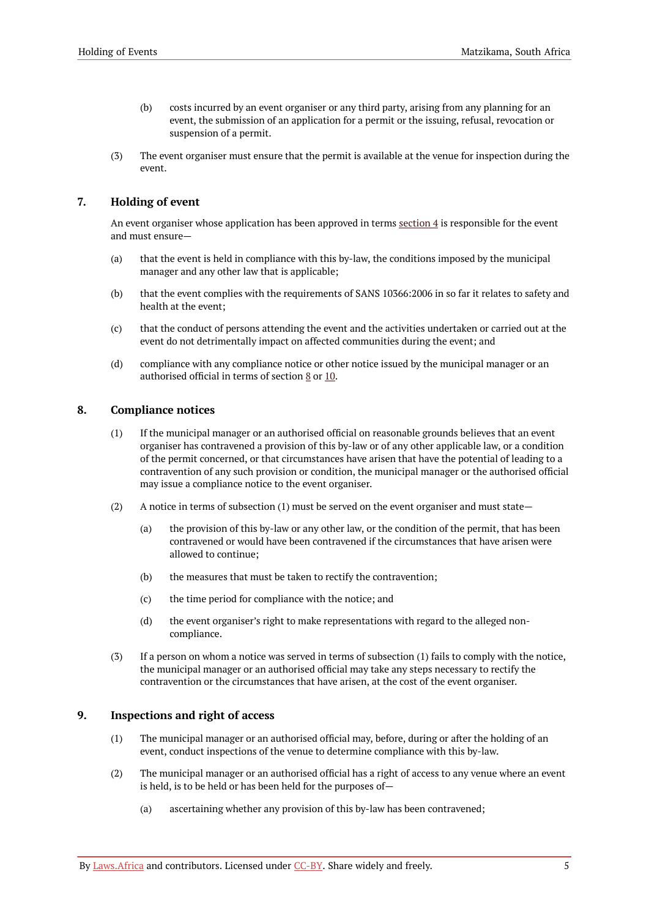(b) costs incurred by an event organiser or any third party, arising from any planning for an event, the submission of an application for a permit or the issuing, refusal, revocation or suspension of a permit.

(3) The event organiser must ensure that the permit is available at the venue for inspection during the event.

## 7. Holding of event

An event organiser whose application has been approved in terms section 4 is responsible for the event and must ensure—

(a) that the event is held in compliance with this by-law, the conditions imposed by the municipal manager and any other law that is applicable;

(b) that the event complies with the requirements of SANS 10366:2006 in so far it relates to safety and health at the event;

(c) that the conduct of persons attending the event and the activities undertaken or carried out at the event do not detrimentally impact on affected communities during the event; and

(d) compliance with any compliance notice or other notice issued by the municipal manager or an authorised official in terms of section 8 or 10.

## 8. Compliance notices

(1) If the municipal manager or an authorised official on reasonable grounds believes that an event organiser has contravened a provision of this by-law or of any other applicable law, or a condition of the permit concerned, or that circumstances have arisen that have the potential of leading to a contravention of any such provision or condition, the municipal manager or the authorised official may issue a compliance notice to the event organiser.

(2) A notice in terms of subsection (1) must be served on the event organiser and must state—

(a) the provision of this by-law or any other law, or the condition of the permit, that has been contravened or would have been contravened if the circumstances that have arisen were allowed to continue;

(b) the measures that must be taken to rectify the contravention;

(c) the time period for compliance with the notice; and

(d) the event organiser's right to make representations with regard to the alleged non-compliance.

(3) If a person on whom a notice was served in terms of subsection (1) fails to comply with the notice, the municipal manager or an authorised official may take any steps necessary to rectify the contravention or the circumstances that have arisen, at the cost of the event organiser.

## 9. Inspections and right of access

(1) The municipal manager or an authorised official may, before, during or after the holding of an event, conduct inspections of the venue to determine compliance with this by-law.

(2) The municipal manager or an authorised official has a right of access to any venue where an event is held, is to be held or has been held for the purposes of—

(a) ascertaining whether any provision of this by-law has been contravened;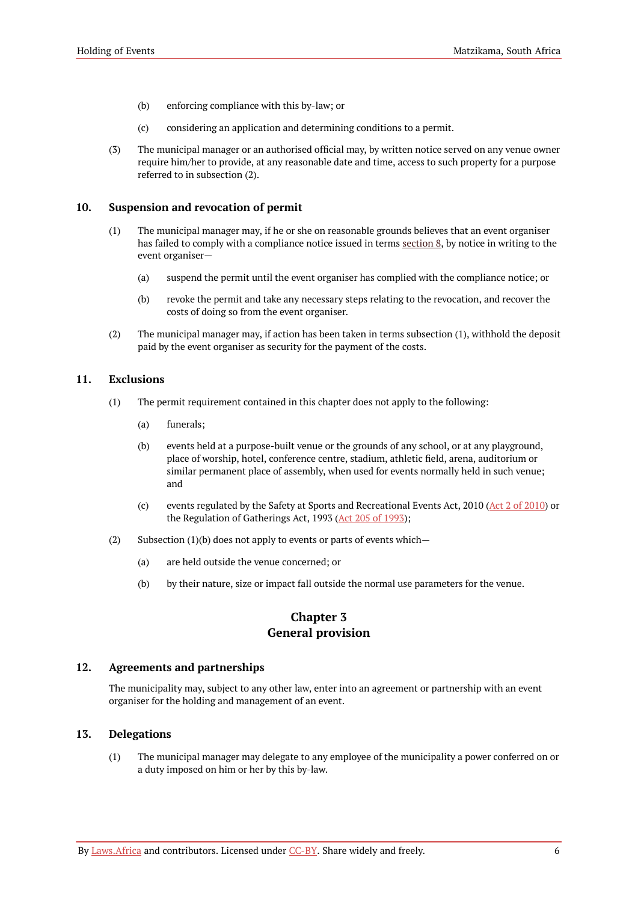(b) enforcing compliance with this by-law; or

(c) considering an application and determining conditions to a permit.

(3) The municipal manager or an authorised official may, by written notice served on any venue owner require him/her to provide, at any reasonable date and time, access to such property for a purpose referred to in subsection (2).

### 10. Suspension and revocation of permit

(1) The municipal manager may, if he or she on reasonable grounds believes that an event organiser has failed to comply with a compliance notice issued in terms section 8, by notice in writing to the event organiser—

(a) suspend the permit until the event organiser has complied with the compliance notice; or

(b) revoke the permit and take any necessary steps relating to the revocation, and recover the costs of doing so from the event organiser.

(2) The municipal manager may, if action has been taken in terms subsection (1), withhold the deposit paid by the event organiser as security for the payment of the costs.

### 11. Exclusions

(1) The permit requirement contained in this chapter does not apply to the following:

(a) funerals;

(b) events held at a purpose-built venue or the grounds of any school, or at any playground, place of worship, hotel, conference centre, stadium, athletic field, arena, auditorium or similar permanent place of assembly, when used for events normally held in such venue; and

(c) events regulated by the Safety at Sports and Recreational Events Act, 2010 (Act 2 of 2010) or the Regulation of Gatherings Act, 1993 (Act 205 of 1993);

(2) Subsection (1)(b) does not apply to events or parts of events which—

(a) are held outside the venue concerned; or

(b) by their nature, size or impact fall outside the normal use parameters for the venue.

## Chapter 3
## General provision

### 12. Agreements and partnerships

The municipality may, subject to any other law, enter into an agreement or partnership with an event organiser for the holding and management of an event.

### 13. Delegations

(1) The municipal manager may delegate to any employee of the municipality a power conferred on or a duty imposed on him or her by this by-law.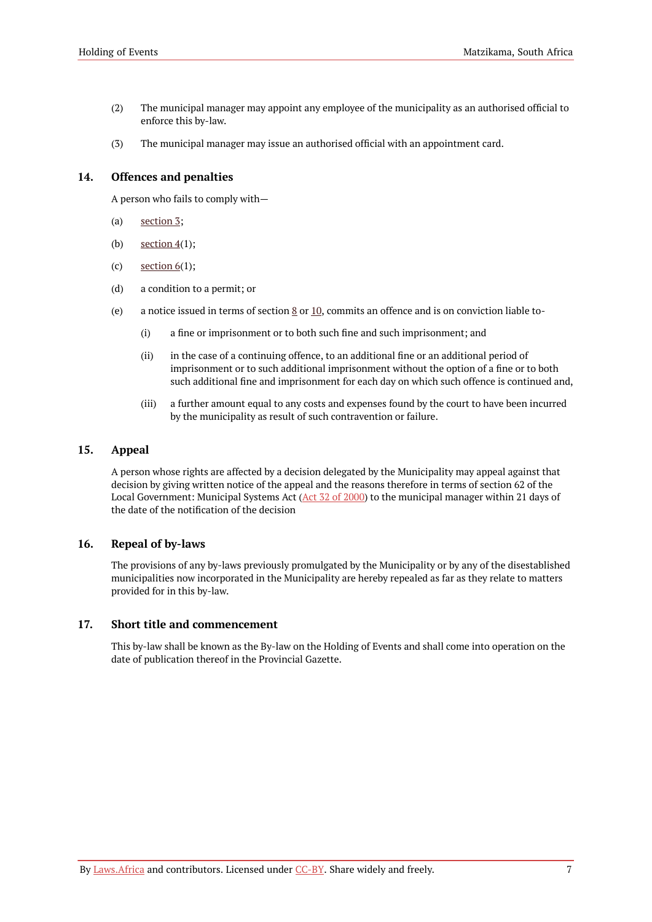(2) The municipal manager may appoint any employee of the municipality as an authorised official to enforce this by-law.

(3) The municipal manager may issue an authorised official with an appointment card.

## 14. Offences and penalties

A person who fails to comply with—

(a) section 3;

(b) section 4(1);

(c) section 6(1);

(d) a condition to a permit; or

(e) a notice issued in terms of section 8 or 10, commits an offence and is on conviction liable to-

  (i) a fine or imprisonment or to both such fine and such imprisonment; and

  (ii) in the case of a continuing offence, to an additional fine or an additional period of imprisonment or to such additional imprisonment without the option of a fine or to both such additional fine and imprisonment for each day on which such offence is continued and,

  (iii) a further amount equal to any costs and expenses found by the court to have been incurred by the municipality as result of such contravention or failure.

## 15. Appeal

A person whose rights are affected by a decision delegated by the Municipality may appeal against that decision by giving written notice of the appeal and the reasons therefore in terms of section 62 of the Local Government: Municipal Systems Act (Act 32 of 2000) to the municipal manager within 21 days of the date of the notification of the decision

## 16. Repeal of by-laws

The provisions of any by-laws previously promulgated by the Municipality or by any of the disestablished municipalities now incorporated in the Municipality are hereby repealed as far as they relate to matters provided for in this by-law.

## 17. Short title and commencement

This by-law shall be known as the By-law on the Holding of Events and shall come into operation on the date of publication thereof in the Provincial Gazette.